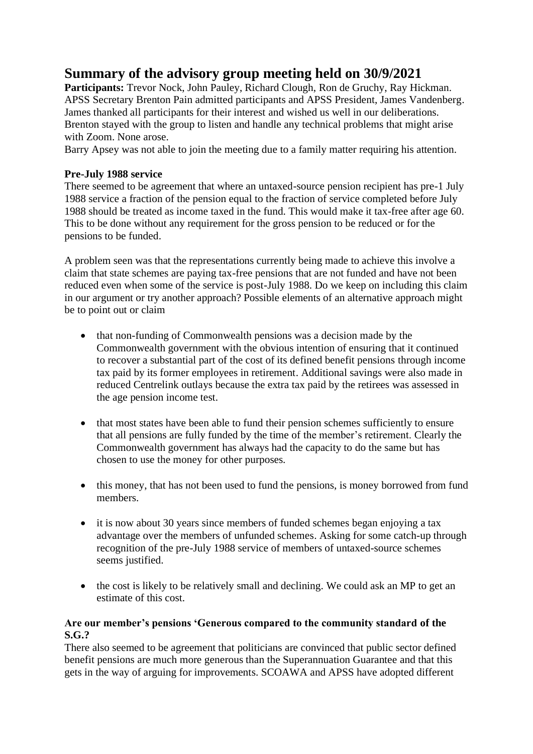# Summary of the advisory group meeting held on 30/9/2021

**Participants:** Trevor Nock, John Pauley, Richard Clough, Ron de Gruchy, Ray Hickman. APSS Secretary Brenton Pain admitted participants and APSS President, James Vandenberg. James thanked all participants for their interest and wished us well in our deliberations. Brenton stayed with the group to listen and handle any technical problems that might arise with Zoom. None arose.

Barry Apsey was not able to join the meeting due to a family matter requiring his attention.

**Pre-July 1988 service**

There seemed to be agreement that where an untaxed-source pension recipient has pre-1 July 1988 service a fraction of the pension equal to the fraction of service completed before July 1988 should be treated as income taxed in the fund. This would make it tax-free after age 60. This to be done without any requirement for the gross pension to be reduced or for the pensions to be funded.

A problem seen was that the representations currently being made to achieve this involve a claim that state schemes are paying tax-free pensions that are not funded and have not been reduced even when some of the service is post-July 1988. Do we keep on including this claim in our argument or try another approach? Possible elements of an alternative approach might be to point out or claim

- that non-funding of Commonwealth pensions was a decision made by the Commonwealth government with the obvious intention of ensuring that it continued to recover a substantial part of the cost of its defined benefit pensions through income tax paid by its former employees in retirement. Additional savings were also made in reduced Centrelink outlays because the extra tax paid by the retirees was assessed in the age pension income test.

- that most states have been able to fund their pension schemes sufficiently to ensure that all pensions are fully funded by the time of the member's retirement. Clearly the Commonwealth government has always had the capacity to do the same but has chosen to use the money for other purposes.

- this money, that has not been used to fund the pensions, is money borrowed from fund members.

- it is now about 30 years since members of funded schemes began enjoying a tax advantage over the members of unfunded schemes. Asking for some catch-up through recognition of the pre-July 1988 service of members of untaxed-source schemes seems justified.

- the cost is likely to be relatively small and declining. We could ask an MP to get an estimate of this cost.

**Are our member's pensions 'Generous compared to the community standard of the S.G.?**

There also seemed to be agreement that politicians are convinced that public sector defined benefit pensions are much more generous than the Superannuation Guarantee and that this gets in the way of arguing for improvements. SCOAWA and APSS have adopted different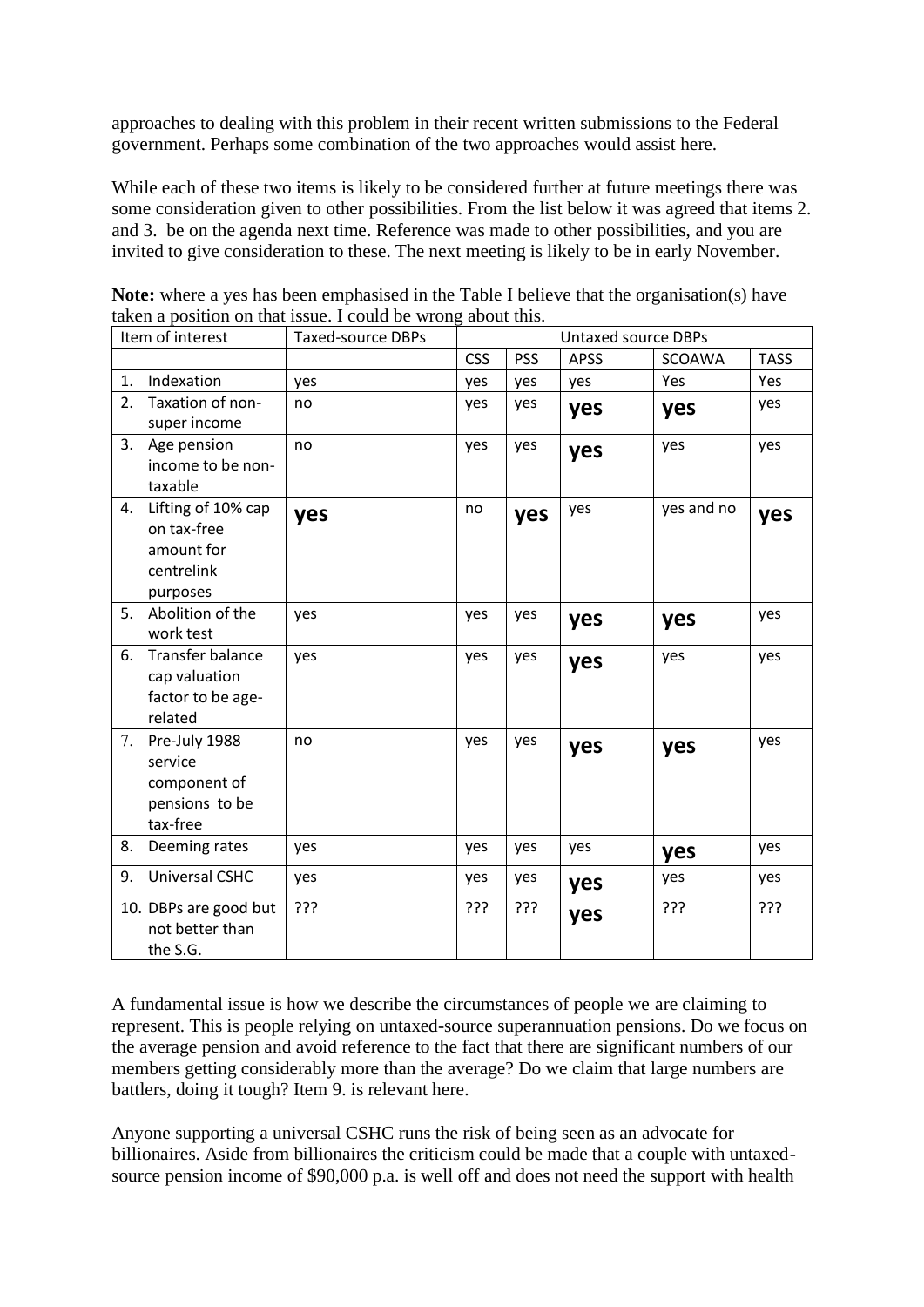approaches to dealing with this problem in their recent written submissions to the Federal government. Perhaps some combination of the two approaches would assist here.

While each of these two items is likely to be considered further at future meetings there was some consideration given to other possibilities. From the list below it was agreed that items 2. and 3. be on the agenda next time. Reference was made to other possibilities, and you are invited to give consideration to these. The next meeting is likely to be in early November.

**Note:** where a yes has been emphasised in the Table I believe that the organisation(s) have taken a position on that issue. I could be wrong about this.

| Item of interest | Taxed-source DBPs | Untaxed source DBPs | | | | |
|---|---|---|---|---|---|---|
| | | CSS | PSS | APSS | SCOAWA | TASS |
| 1. Indexation | yes | yes | yes | yes | Yes | Yes |
| 2. Taxation of non-super income | no | yes | yes | **yes** | **yes** | yes |
| 3. Age pension income to be non-taxable | no | yes | yes | **yes** | yes | yes |
| 4. Lifting of 10% cap on tax-free amount for centrelink purposes | **yes** | no | **yes** | yes | yes and no | **yes** |
| 5. Abolition of the work test | yes | yes | yes | **yes** | **yes** | yes |
| 6. Transfer balance cap valuation factor to be age-related | yes | yes | yes | **yes** | yes | yes |
| 7. Pre-July 1988 service component of pensions to be tax-free | no | yes | yes | **yes** | **yes** | yes |
| 8. Deeming rates | yes | yes | yes | yes | **yes** | yes |
| 9. Universal CSHC | yes | yes | yes | **yes** | yes | yes |
| 10. DBPs are good but not better than the S.G. | ??? | ??? | ??? | **yes** | ??? | ??? |

A fundamental issue is how we describe the circumstances of people we are claiming to represent. This is people relying on untaxed-source superannuation pensions. Do we focus on the average pension and avoid reference to the fact that there are significant numbers of our members getting considerably more than the average? Do we claim that large numbers are battlers, doing it tough? Item 9. is relevant here.

Anyone supporting a universal CSHC runs the risk of being seen as an advocate for billionaires. Aside from billionaires the criticism could be made that a couple with untaxed-source pension income of $90,000 p.a. is well off and does not need the support with health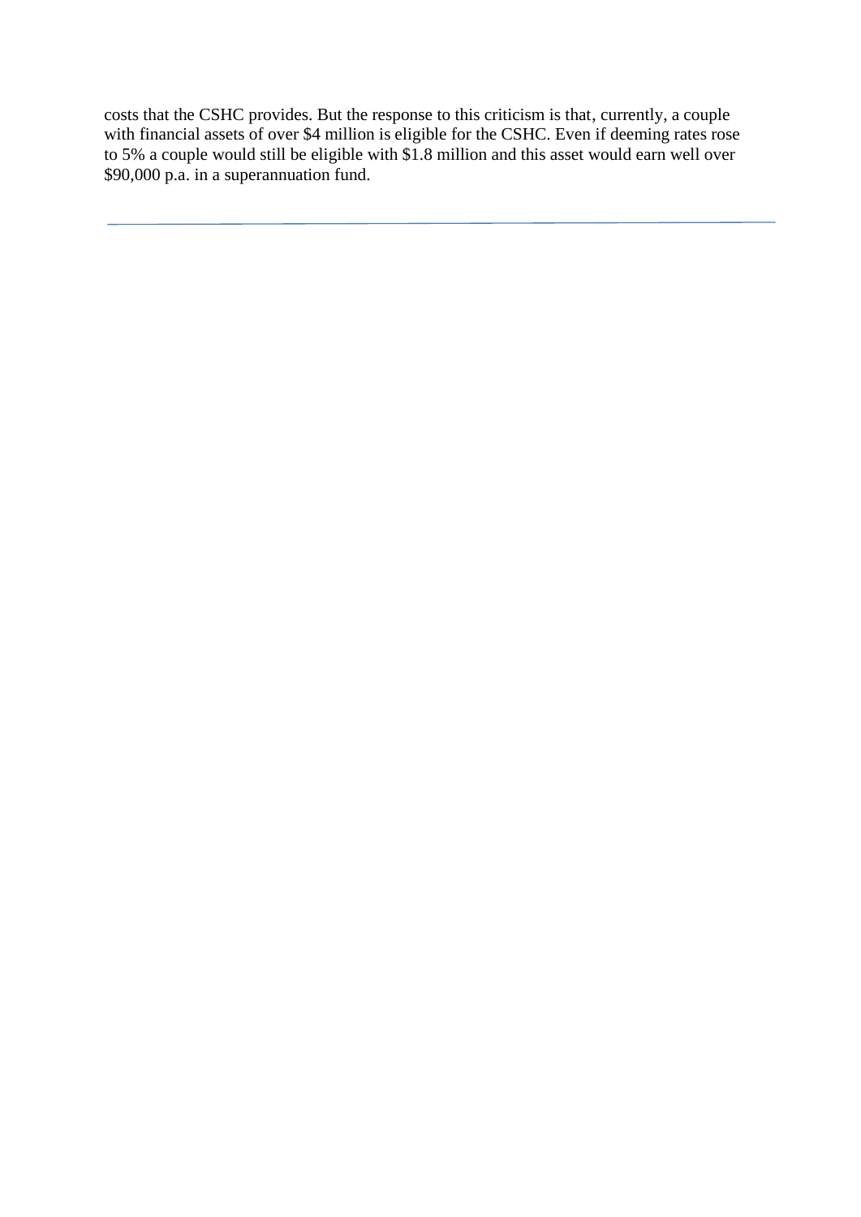costs that the CSHC provides. But the response to this criticism is that, currently, a couple with financial assets of over $4 million is eligible for the CSHC. Even if deeming rates rose to 5% a couple would still be eligible with $1.8 million and this asset would earn well over $90,000 p.a. in a superannuation fund.

---